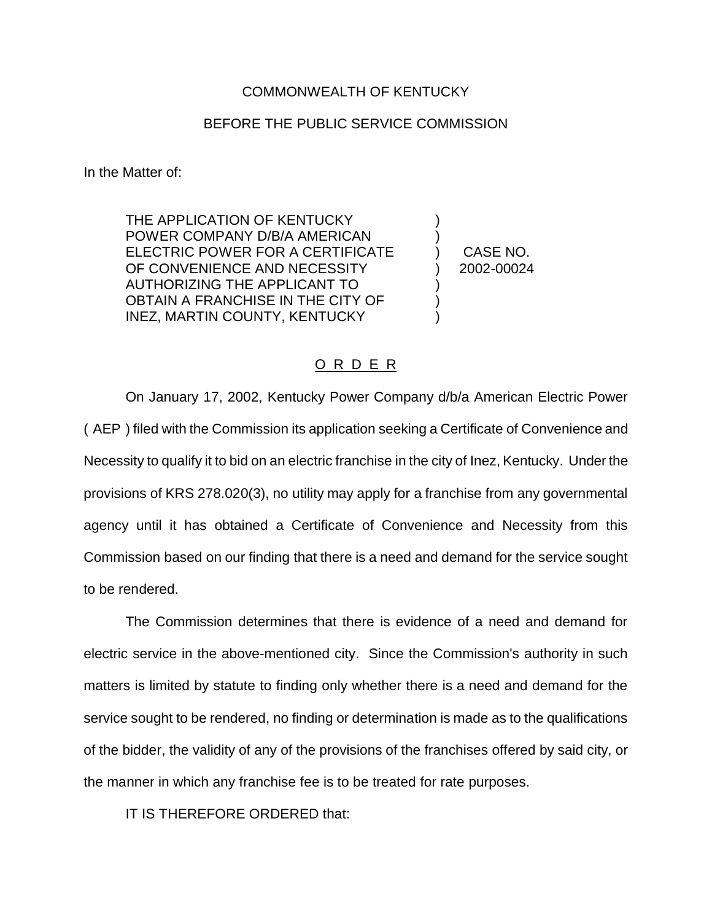COMMONWEALTH OF KENTUCKY

BEFORE THE PUBLIC SERVICE COMMISSION

In the Matter of:

| | | |
|---|---|---|
| THE APPLICATION OF KENTUCKY POWER COMPANY D/B/A AMERICAN ELECTRIC POWER FOR A CERTIFICATE OF CONVENIENCE AND NECESSITY AUTHORIZING THE APPLICANT TO OBTAIN A FRANCHISE IN THE CITY OF INEZ, MARTIN COUNTY, KENTUCKY | ) | CASE NO. 2002-00024 |

O R D E R

On January 17, 2002, Kentucky Power Company d/b/a American Electric Power ( AEP ) filed with the Commission its application seeking a Certificate of Convenience and Necessity to qualify it to bid on an electric franchise in the city of Inez, Kentucky. Under the provisions of KRS 278.020(3), no utility may apply for a franchise from any governmental agency until it has obtained a Certificate of Convenience and Necessity from this Commission based on our finding that there is a need and demand for the service sought to be rendered.

The Commission determines that there is evidence of a need and demand for electric service in the above-mentioned city. Since the Commission's authority in such matters is limited by statute to finding only whether there is a need and demand for the service sought to be rendered, no finding or determination is made as to the qualifications of the bidder, the validity of any of the provisions of the franchises offered by said city, or the manner in which any franchise fee is to be treated for rate purposes.

IT IS THEREFORE ORDERED that: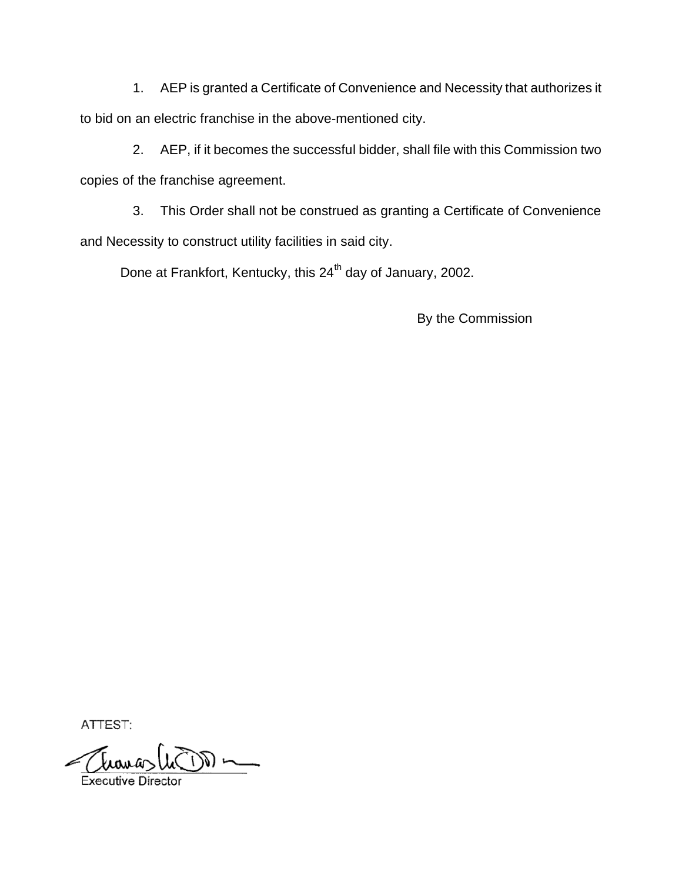1. AEP is granted a Certificate of Convenience and Necessity that authorizes it to bid on an electric franchise in the above-mentioned city.

2. AEP, if it becomes the successful bidder, shall file with this Commission two copies of the franchise agreement.

3. This Order shall not be construed as granting a Certificate of Convenience and Necessity to construct utility facilities in said city.

Done at Frankfort, Kentucky, this 24th day of January, 2002.

By the Commission

ATTEST:

Executive Director